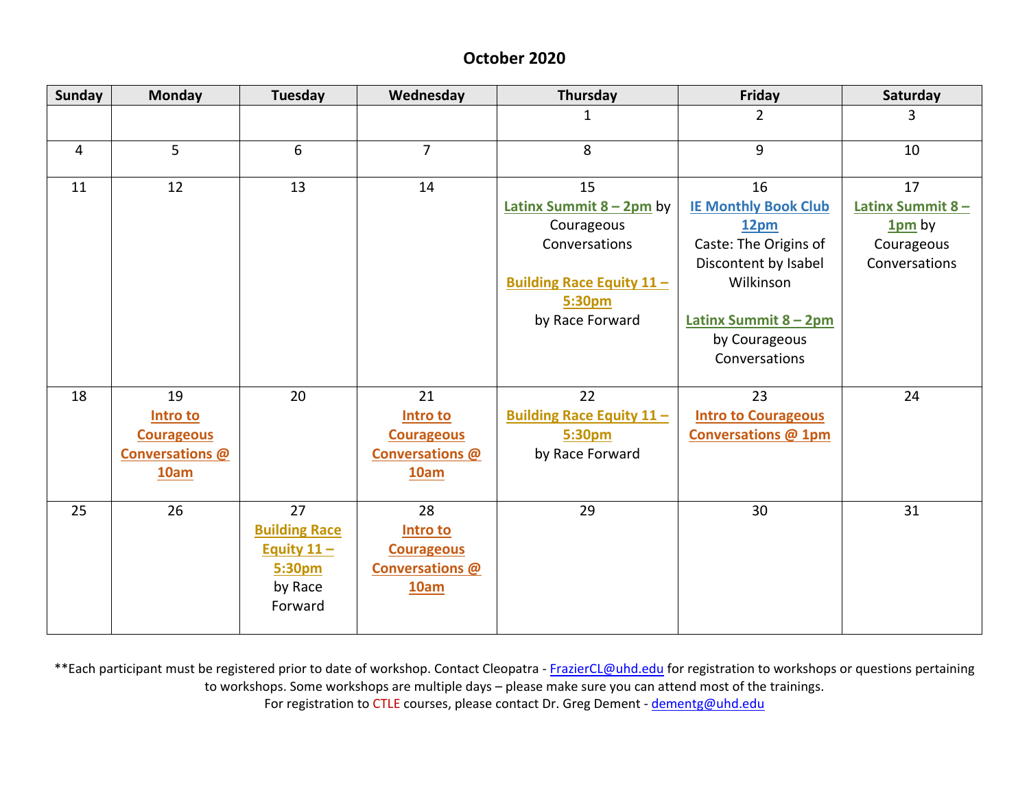# October 2020

| Sunday | Monday | Tuesday | Wednesday | Thursday | Friday | Saturday |
|---|---|---|---|---|---|---|
| | | | | 1 | 2 | 3 |
| 4 | 5 | 6 | 7 | 8 | 9 | 10 |
| 11 | 12 | 13 | 14 | 15 **Latinx Summit 8 – 2pm** by Courageous Conversations<br><br>**Building Race Equity 11 – 5:30pm** by Race Forward | 16 **IE Monthly Book Club 12pm** Caste: The Origins of Discontent by Isabel Wilkinson<br><br>**Latinx Summit 8 – 2pm** by Courageous Conversations | 17 **Latinx Summit 8 – 1pm** by Courageous Conversations |
| 18 | 19 **Intro to Courageous Conversations @ 10am** | 20 | 21 **Intro to Courageous Conversations @ 10am** | 22 **Building Race Equity 11 – 5:30pm** by Race Forward | 23 **Intro to Courageous Conversations @ 1pm** | 24 |
| 25 | 26 | 27 **Building Race Equity 11 – 5:30pm** by Race Forward | 28 **Intro to Courageous Conversations @ 10am** | 29 | 30 | 31 |

**Each participant must be registered prior to date of workshop. Contact Cleopatra - FrazierCL@uhd.edu for registration to workshops or questions pertaining to workshops. Some workshops are multiple days – please make sure you can attend most of the trainings.

For registration to CTLE courses, please contact Dr. Greg Dement - dementg@uhd.edu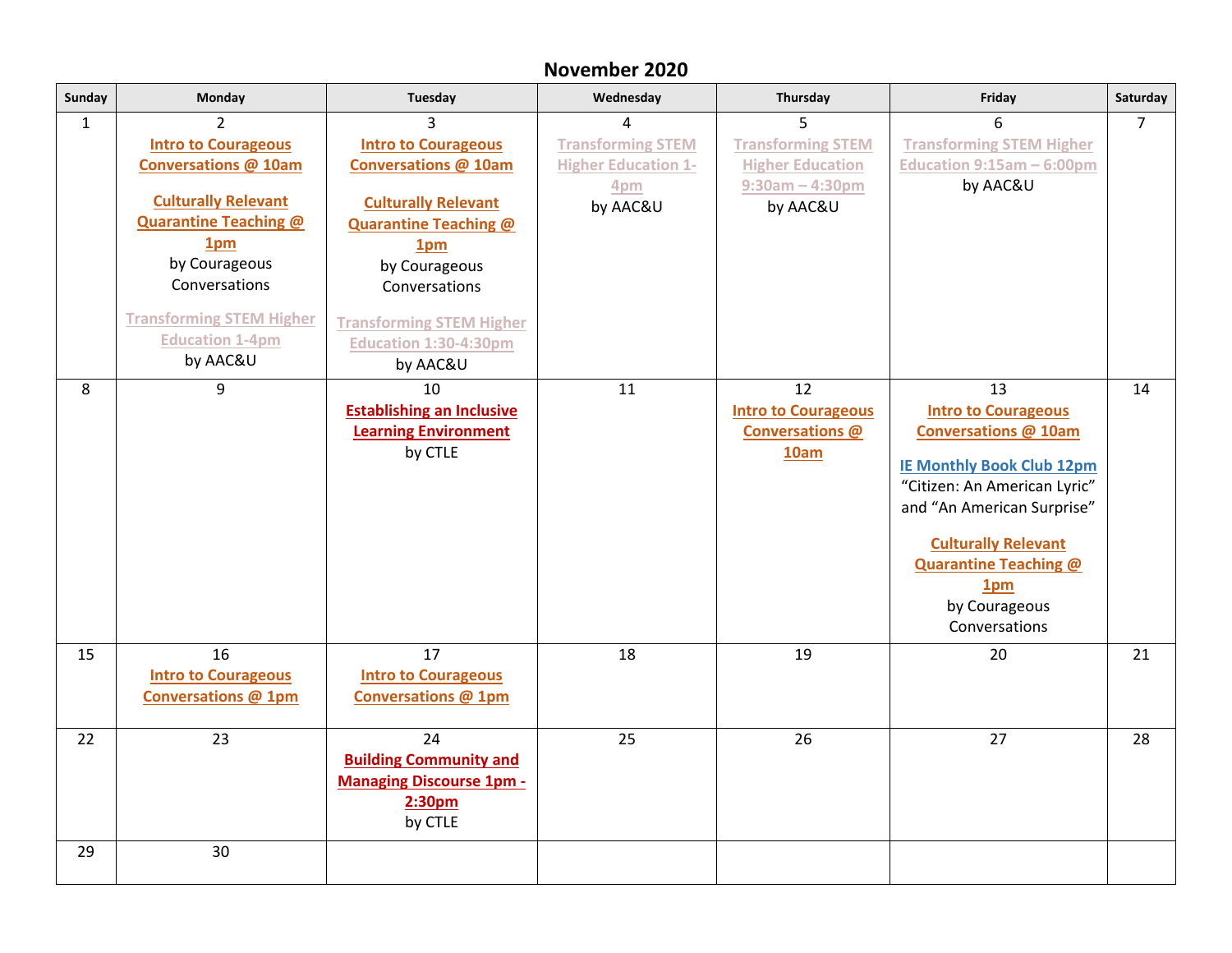# November 2020

| Sunday | Monday | Tuesday | Wednesday | Thursday | Friday | Saturday |
|---|---|---|---|---|---|---|
| 1 | 2<br>**Intro to Courageous Conversations @ 10am**<br><br>**Culturally Relevant Quarantine Teaching @ 1pm**<br>by Courageous Conversations<br><br>**Transforming STEM Higher Education 1-4pm**<br>by AAC&U | 3<br>**Intro to Courageous Conversations @ 10am**<br><br>**Culturally Relevant Quarantine Teaching @ 1pm**<br>by Courageous Conversations<br><br>**Transforming STEM Higher Education 1:30-4:30pm**<br>by AAC&U | 4<br>**Transforming STEM Higher Education 1-4pm**<br>by AAC&U | 5<br>**Transforming STEM Higher Education 9:30am – 4:30pm**<br>by AAC&U | 6<br>**Transforming STEM Higher Education 9:15am – 6:00pm**<br>by AAC&U | 7 |
| 8 | 9 | 10<br>**Establishing an Inclusive Learning Environment**<br>by CTLE | 11 | 12<br>**Intro to Courageous Conversations @ 10am** | 13<br>**Intro to Courageous Conversations @ 10am**<br><br>**IE Monthly Book Club 12pm**<br>"Citizen: An American Lyric" and "An American Surprise"<br><br>**Culturally Relevant Quarantine Teaching @ 1pm**<br>by Courageous Conversations | 14 |
| 15 | 16<br>**Intro to Courageous Conversations @ 1pm** | 17<br>**Intro to Courageous Conversations @ 1pm** | 18 | 19 | 20 | 21 |
| 22 | 23 | 24<br>**Building Community and Managing Discourse 1pm - 2:30pm**<br>by CTLE | 25 | 26 | 27 | 28 |
| 29 | 30 | | | | | |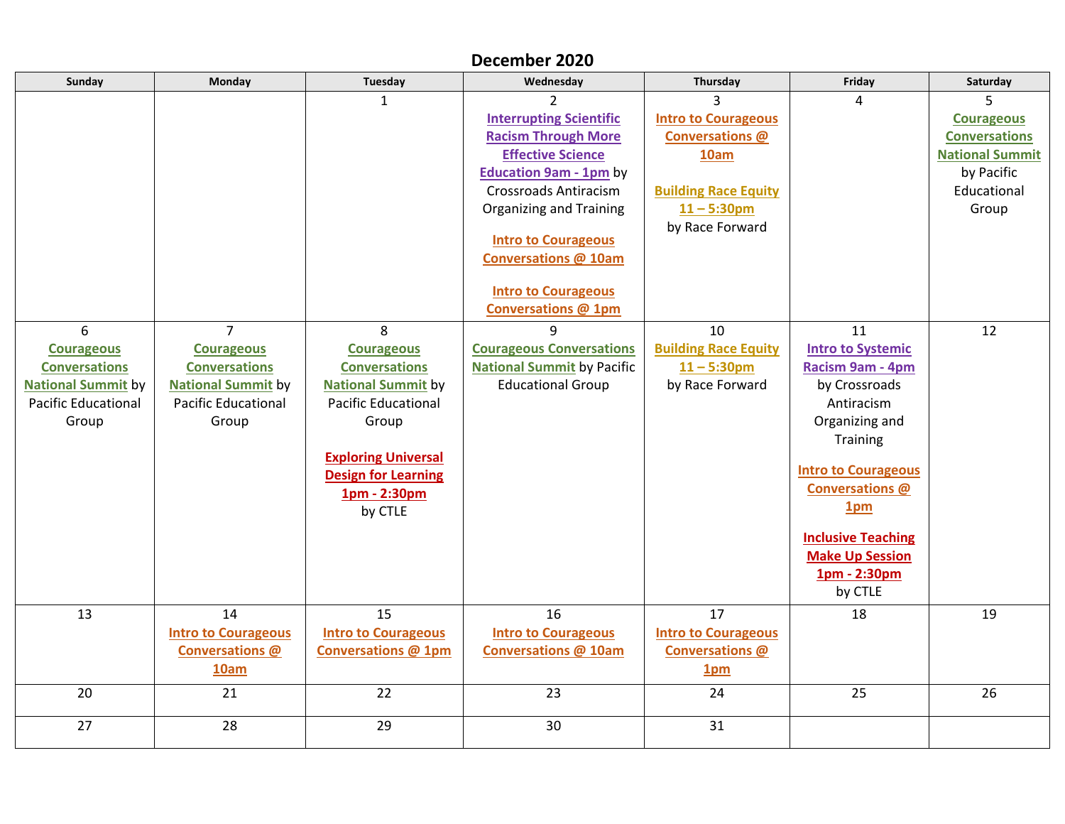# December 2020

| Sunday | Monday | Tuesday | Wednesday | Thursday | Friday | Saturday |
|---|---|---|---|---|---|---|
| | | 1 | 2 **Interrupting Scientific Racism Through More Effective Science Education 9am - 1pm** by Crossroads Antiracism Organizing and Training<br>**Intro to Courageous Conversations @ 10am**<br>**Intro to Courageous Conversations @ 1pm** | 3 **Intro to Courageous Conversations @ 10am**<br>**Building Race Equity 11 – 5:30pm** by Race Forward | 4 | 5 **Courageous Conversations National Summit** by Pacific Educational Group |
| 6 **Courageous Conversations National Summit** by Pacific Educational Group | 7 **Courageous Conversations National Summit** by Pacific Educational Group | 8 **Courageous Conversations National Summit** by Pacific Educational Group<br>**Exploring Universal Design for Learning 1pm - 2:30pm** by CTLE | 9 **Courageous Conversations National Summit** by Pacific Educational Group | 10 **Building Race Equity 11 – 5:30pm** by Race Forward | 11 **Intro to Systemic Racism 9am - 4pm** by Crossroads Antiracism Organizing and Training<br>**Intro to Courageous Conversations @ 1pm**<br>**Inclusive Teaching Make Up Session 1pm - 2:30pm** by CTLE | 12 |
| 13 | 14 **Intro to Courageous Conversations @ 10am** | 15 **Intro to Courageous Conversations @ 1pm** | 16 **Intro to Courageous Conversations @ 10am** | 17 **Intro to Courageous Conversations @ 1pm** | 18 | 19 |
| 20 | 21 | 22 | 23 | 24 | 25 | 26 |
| 27 | 28 | 29 | 30 | 31 | | |